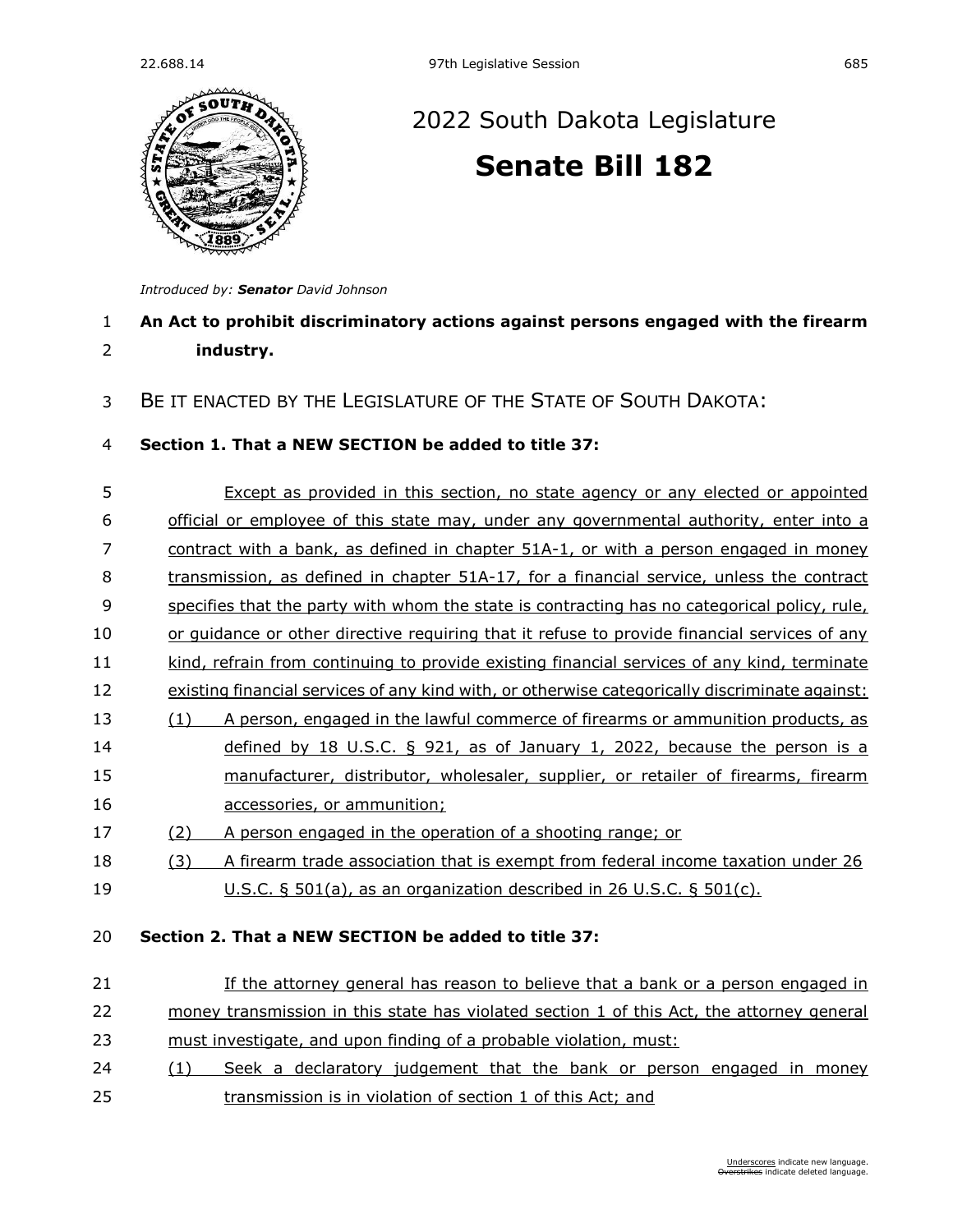# 2022 South Dakota Legislature

## Senate Bill 182

*Introduced by: **Senator** David Johnson*

**An Act to prohibit discriminatory actions against persons engaged with the firearm industry.**

BE IT ENACTED BY THE LEGISLATURE OF THE STATE OF SOUTH DAKOTA:

**Section 1. That a NEW SECTION be added to title 37:**

Except as provided in this section, no state agency or any elected or appointed official or employee of this state may, under any governmental authority, enter into a contract with a bank, as defined in chapter 51A-1, or with a person engaged in money transmission, as defined in chapter 51A-17, for a financial service, unless the contract specifies that the party with whom the state is contracting has no categorical policy, rule, or guidance or other directive requiring that it refuse to provide financial services of any kind, refrain from continuing to provide existing financial services of any kind, terminate existing financial services of any kind with, or otherwise categorically discriminate against:

(1) A person, engaged in the lawful commerce of firearms or ammunition products, as defined by 18 U.S.C. § 921, as of January 1, 2022, because the person is a manufacturer, distributor, wholesaler, supplier, or retailer of firearms, firearm accessories, or ammunition;

(2) A person engaged in the operation of a shooting range; or

(3) A firearm trade association that is exempt from federal income taxation under 26 U.S.C. § 501(a), as an organization described in 26 U.S.C. § 501(c).

**Section 2. That a NEW SECTION be added to title 37:**

If the attorney general has reason to believe that a bank or a person engaged in money transmission in this state has violated section 1 of this Act, the attorney general must investigate, and upon finding of a probable violation, must:

(1) Seek a declaratory judgement that the bank or person engaged in money transmission is in violation of section 1 of this Act; and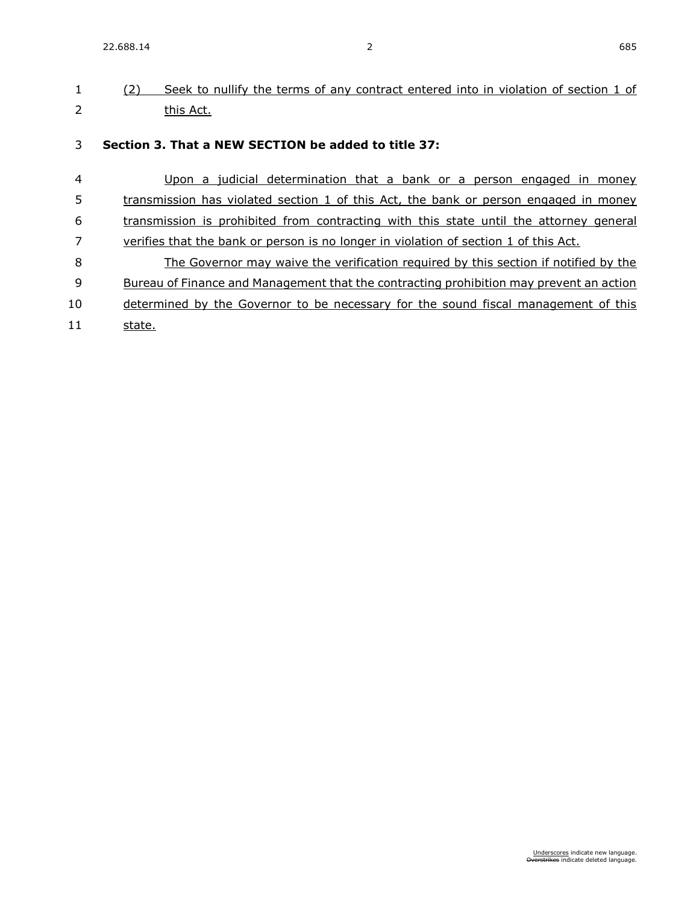(2) Seek to nullify the terms of any contract entered into in violation of section 1 of this Act.

**Section 3. That a NEW SECTION be added to title 37:**

Upon a judicial determination that a bank or a person engaged in money transmission has violated section 1 of this Act, the bank or person engaged in money transmission is prohibited from contracting with this state until the attorney general verifies that the bank or person is no longer in violation of section 1 of this Act.

The Governor may waive the verification required by this section if notified by the Bureau of Finance and Management that the contracting prohibition may prevent an action determined by the Governor to be necessary for the sound fiscal management of this state.

Underscores indicate new language.
Overstrikes indicate deleted language.